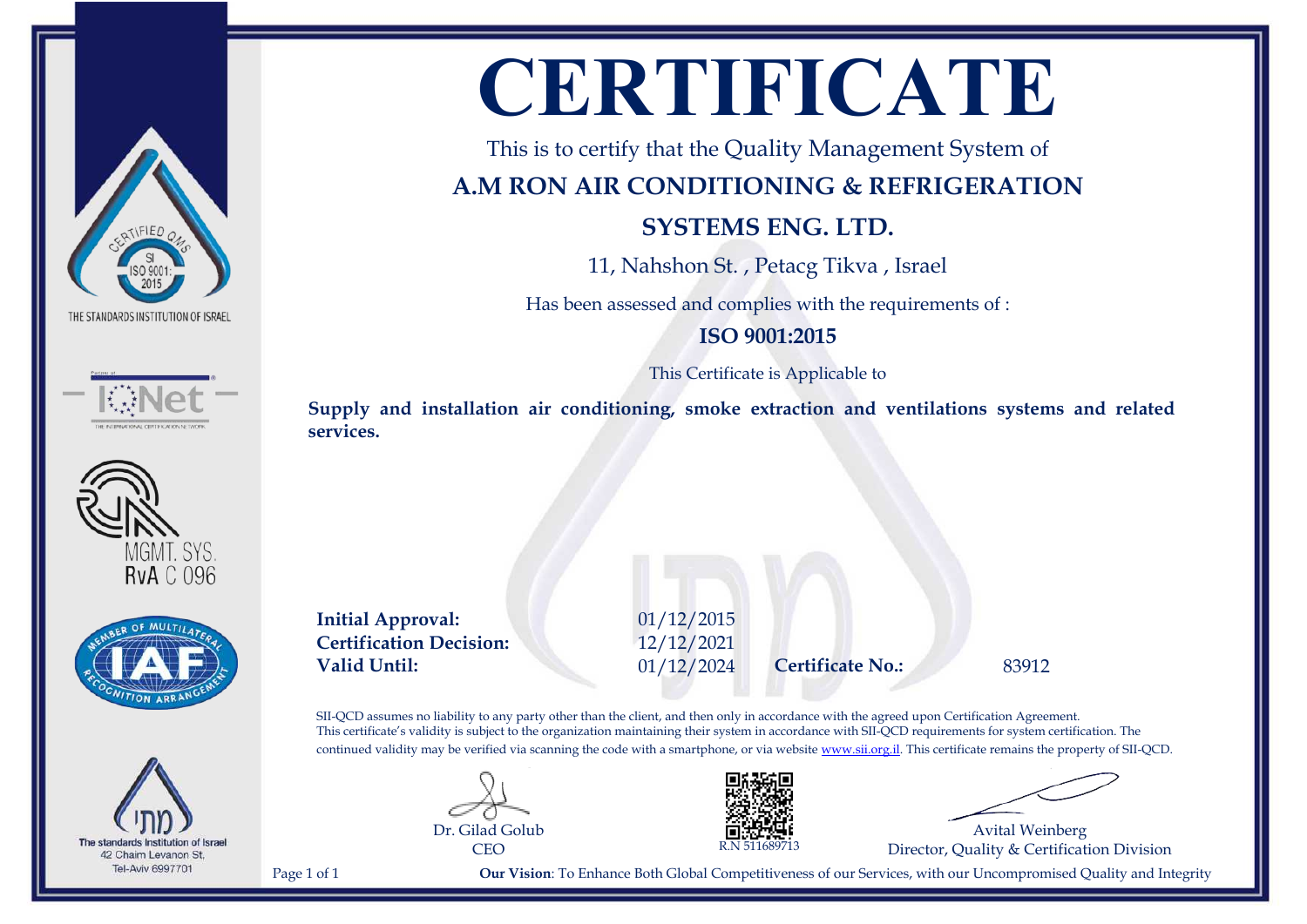THE STANDARDS INSTITUTION OF ISRAEL

MGMT. SYS.
RvA C 096

The standards Institution of Israel
42 Chaim Levanon St,
Tel-Aviv 6997701

# CERTIFICATE

This is to certify that the Quality Management System of

## A.M RON AIR CONDITIONING & REFRIGERATION SYSTEMS ENG. LTD.

11, Nahshon St. , Petacg Tikva , Israel

Has been assessed and complies with the requirements of :

**ISO 9001:2015**

This Certificate is Applicable to

**Supply and installation air conditioning, smoke extraction and ventilations systems and related services.**

| | | | |
|---|---|---|---|
| **Initial Approval:** | 01/12/2015 | | |
| **Certification Decision:** | 12/12/2021 | | |
| **Valid Until:** | 01/12/2024 | **Certificate No.:** | 83912 |

SII-QCD assumes no liability to any party other than the client, and then only in accordance with the agreed upon Certification Agreement. This certificate's validity is subject to the organization maintaining their system in accordance with SII-QCD requirements for system certification. The continued validity may be verified via scanning the code with a smartphone, or via website www.sii.org.il. This certificate remains the property of SII-QCD.

Dr. Gilad Golub
CEO

R.N 511689713

Avital Weinberg
Director, Quality & Certification Division

**Our Vision**: To Enhance Both Global Competitiveness of our Services, with our Uncompromised Quality and Integrity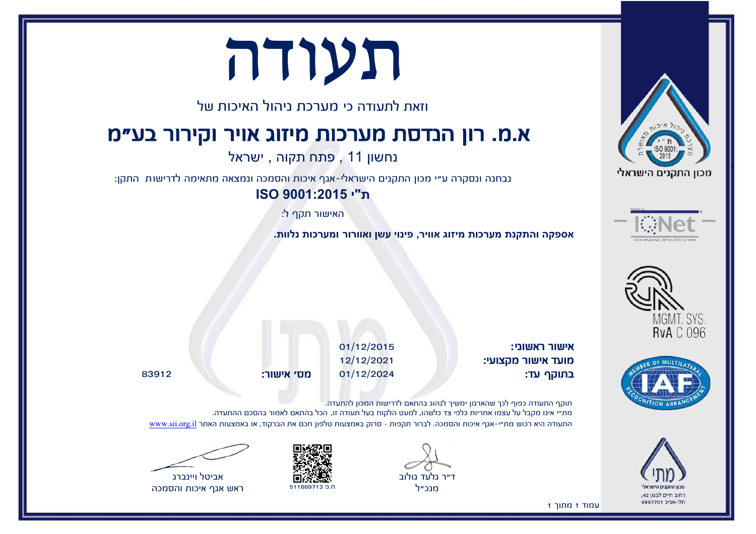# תעודה

וזאת לתעודה כי מערכת ניהול האיכות של

## א.מ. רון הנדסת מערכות מיזוג אויר וקירור בע"מ

נחשון 11 , פתח תקוה , ישראל

נבחנה ונסקרה ע"י מכון התקנים הישראלי-אגף איכות והסמכה ונמצאה מתאימה לדרישות התקן:

**ת"י ISO 9001:2015**

האישור תקף ל:

**אספקה והתקנת מערכות מיזוג אוויר, פינוי עשן ואוורור ומערכות נלוות.**

**אישור ראשוני:** 01/12/2015

**מועד אישור מקצועי:** 12/12/2021

**בתוקף עד:** 01/12/2024

**מס' אישור:** 83912

תוקף התעודה כפוף לכך שהארגון ימשיך לנהוג בהתאם לדרישות המכון להתעדה.

מת"י אינו מקבל על עצמו אחריות כלפי צד כלשהו, למעט הלקוח בעל תעודה זו, הכל בהתאם לאמור בהסכם ההתעדה.

התעודה היא רכוש מת"י-אגף איכות והסמכה. לברור תקפות - סרוק באמצעות טלפון חכם את הברקוד, או באמצעות האתר www.sii.org.il

ד"ר גלעד גולוב
מנכ"ל

ח.פ 511689713

אביטל וויינברג
ראש אגף איכות והסמכה

מכון התקנים הישראלי

MGMT. SYS.
RvA C 096

מכון התקנים הישראלי
רחוב חיים לבנון 42,
תל-אביב 6997701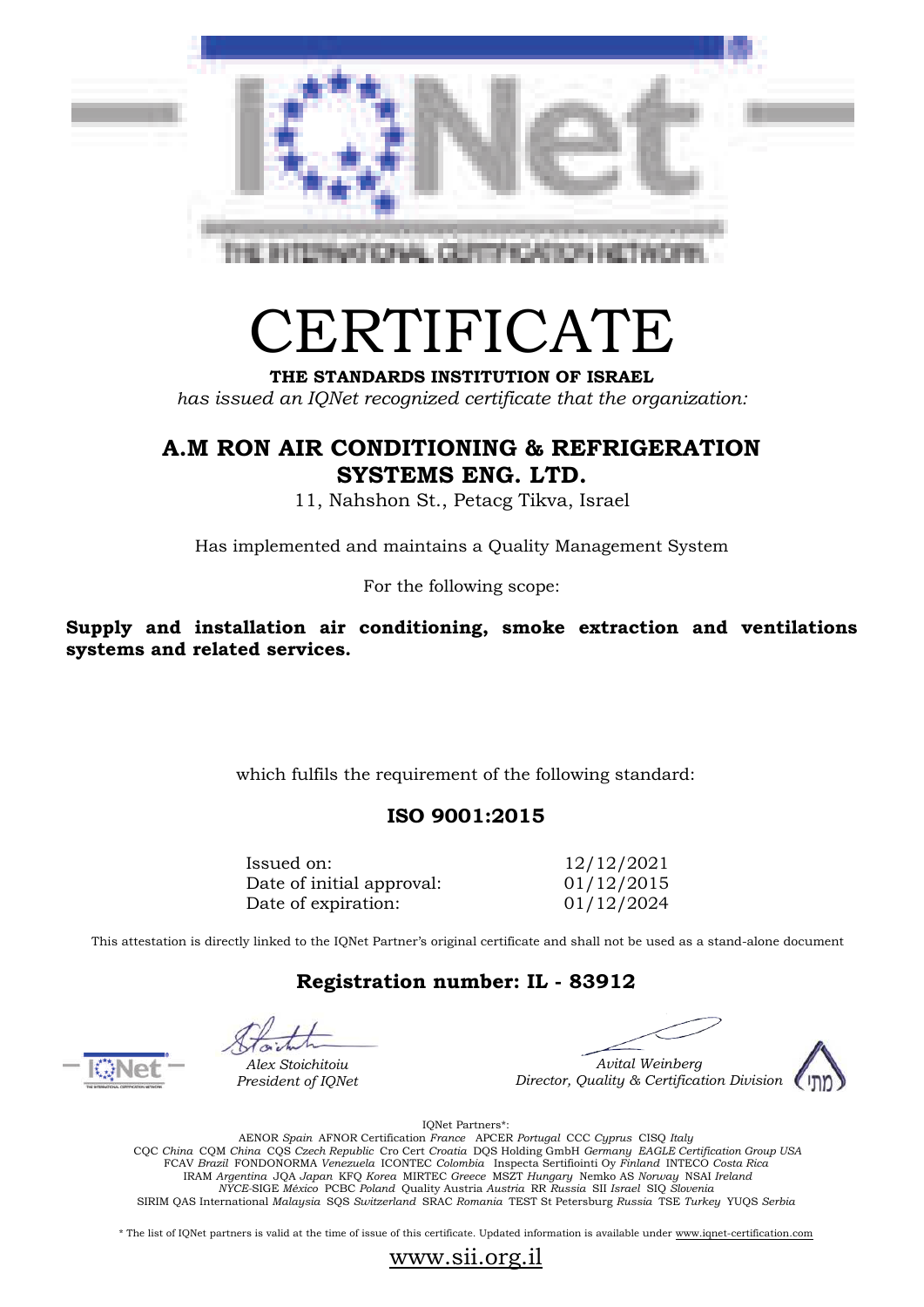# CERTIFICATE

**THE STANDARDS INSTITUTION OF ISRAEL**

*has issued an IQNet recognized certificate that the organization:*

## A.M RON AIR CONDITIONING & REFRIGERATION SYSTEMS ENG. LTD.

11, Nahshon St., Petacg Tikva, Israel

Has implemented and maintains a Quality Management System

For the following scope:

**Supply and installation air conditioning, smoke extraction and ventilations systems and related services.**

which fulfils the requirement of the following standard:

## ISO 9001:2015

| | |
|---|---|
| Issued on: | 12/12/2021 |
| Date of initial approval: | 01/12/2015 |
| Date of expiration: | 01/12/2024 |

This attestation is directly linked to the IQNet Partner's original certificate and shall not be used as a stand-alone document

**Registration number: IL - 83912**

*Alex Stoichitoiu*
*President of IQNet*

*Avital Weinberg*
*Director, Quality & Certification Division*

IQNet Partners*:

AENOR *Spain* AFNOR Certification *France* APCER *Portugal* CCC *Cyprus* CISQ *Italy*
CQC *China* CQM *China* CQS *Czech Republic* Cro Cert *Croatia* DQS Holding GmbH *Germany* *EAGLE Certification Group USA*
FCAV *Brazil* FONDONORMA *Venezuela* ICONTEC *Colombia* Inspecta Sertifiointi Oy *Finland* INTECO *Costa Rica*
IRAM *Argentina* JQA *Japan* KFQ *Korea* MIRTEC *Greece* MSZT *Hungary* Nemko AS *Norway* NSAI *Ireland*
*NYCE*-SIGE *México* PCBC *Poland* Quality Austria *Austria* RR *Russia* SII *Israel* SIQ *Slovenia*
SIRIM QAS International *Malaysia* SQS *Switzerland* SRAC *Romania* TEST St Petersburg *Russia* TSE *Turkey* YUQS *Serbia*

* The list of IQNet partners is valid at the time of issue of this certificate. Updated information is available under www.iqnet-certification.com

www.sii.org.il